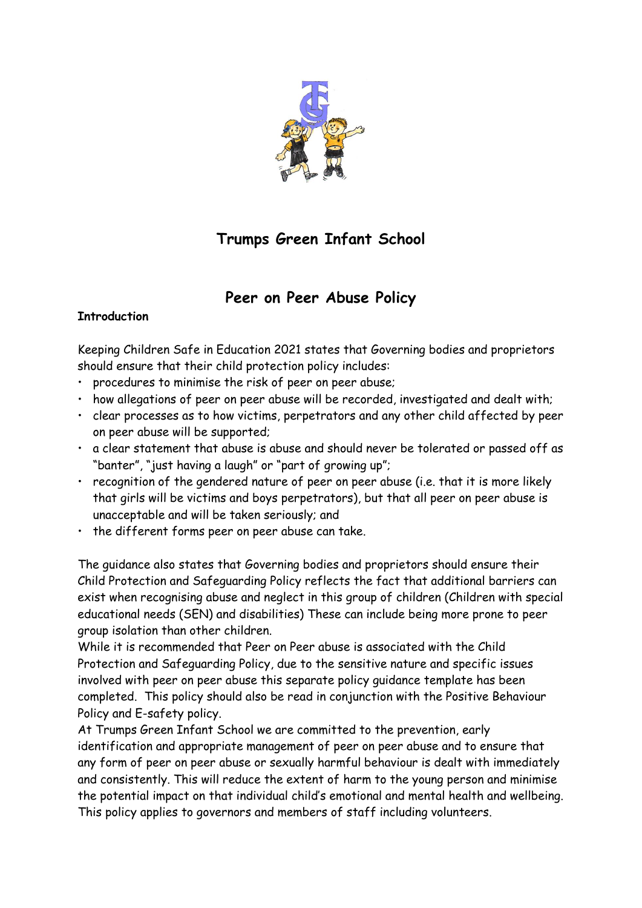# Trumps Green Infant School

## Peer on Peer Abuse Policy

**Introduction**

Keeping Children Safe in Education 2021 states that Governing bodies and proprietors should ensure that their child protection policy includes:

- procedures to minimise the risk of peer on peer abuse;
- how allegations of peer on peer abuse will be recorded, investigated and dealt with;
- clear processes as to how victims, perpetrators and any other child affected by peer on peer abuse will be supported;
- a clear statement that abuse is abuse and should never be tolerated or passed off as "banter", "just having a laugh" or "part of growing up";
- recognition of the gendered nature of peer on peer abuse (i.e. that it is more likely that girls will be victims and boys perpetrators), but that all peer on peer abuse is unacceptable and will be taken seriously; and
- the different forms peer on peer abuse can take.

The guidance also states that Governing bodies and proprietors should ensure their Child Protection and Safeguarding Policy reflects the fact that additional barriers can exist when recognising abuse and neglect in this group of children (Children with special educational needs (SEN) and disabilities) These can include being more prone to peer group isolation than other children.

While it is recommended that Peer on Peer abuse is associated with the Child Protection and Safeguarding Policy, due to the sensitive nature and specific issues involved with peer on peer abuse this separate policy guidance template has been completed. This policy should also be read in conjunction with the Positive Behaviour Policy and E-safety policy.

At Trumps Green Infant School we are committed to the prevention, early identification and appropriate management of peer on peer abuse and to ensure that any form of peer on peer abuse or sexually harmful behaviour is dealt with immediately and consistently. This will reduce the extent of harm to the young person and minimise the potential impact on that individual child's emotional and mental health and wellbeing. This policy applies to governors and members of staff including volunteers.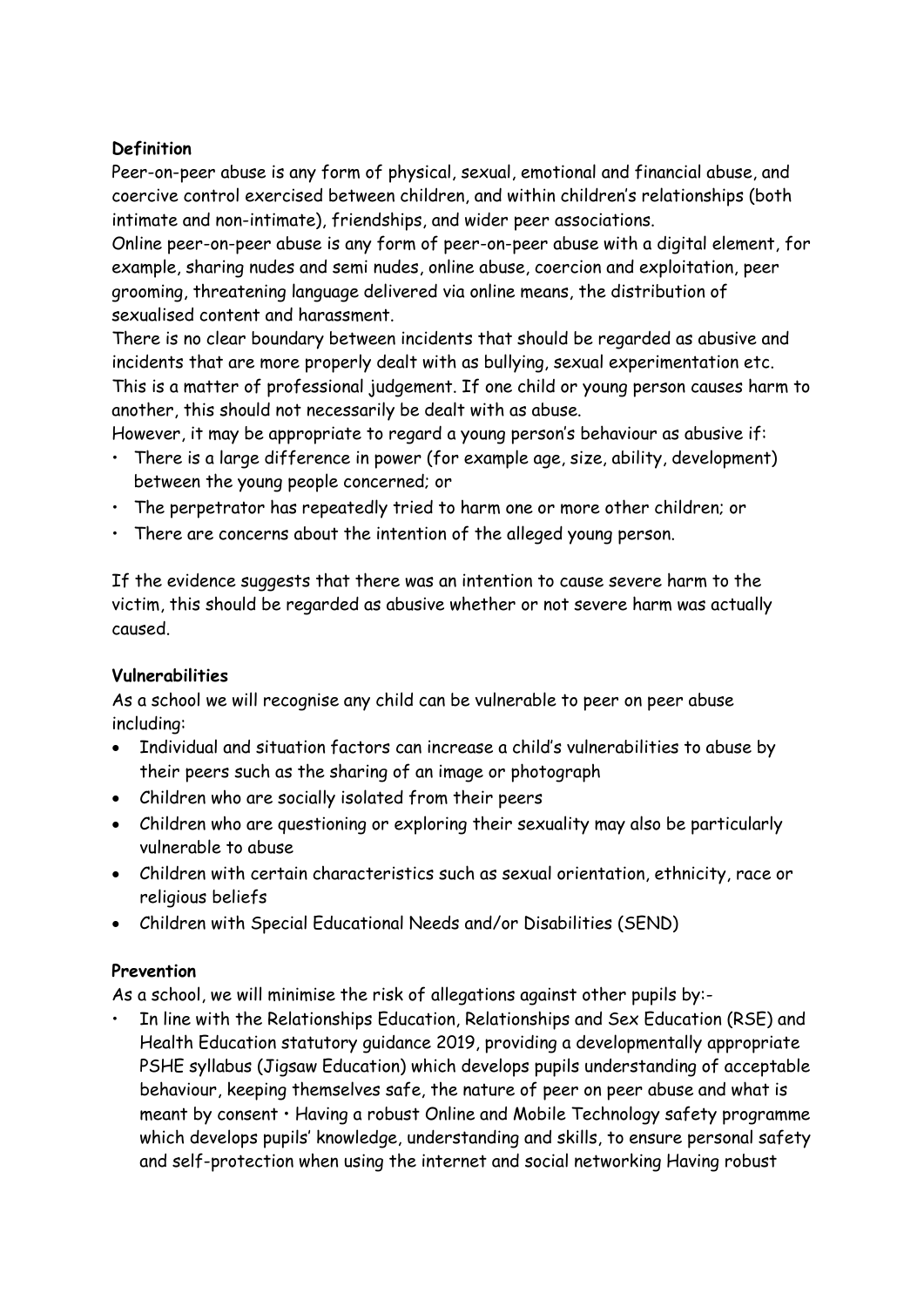**Definition**

Peer-on-peer abuse is any form of physical, sexual, emotional and financial abuse, and coercive control exercised between children, and within children's relationships (both intimate and non-intimate), friendships, and wider peer associations.

Online peer-on-peer abuse is any form of peer-on-peer abuse with a digital element, for example, sharing nudes and semi nudes, online abuse, coercion and exploitation, peer grooming, threatening language delivered via online means, the distribution of sexualised content and harassment.

There is no clear boundary between incidents that should be regarded as abusive and incidents that are more properly dealt with as bullying, sexual experimentation etc. This is a matter of professional judgement. If one child or young person causes harm to another, this should not necessarily be dealt with as abuse.

However, it may be appropriate to regard a young person's behaviour as abusive if:

- There is a large difference in power (for example age, size, ability, development) between the young people concerned; or
- The perpetrator has repeatedly tried to harm one or more other children; or
- There are concerns about the intention of the alleged young person.

If the evidence suggests that there was an intention to cause severe harm to the victim, this should be regarded as abusive whether or not severe harm was actually caused.

**Vulnerabilities**

As a school we will recognise any child can be vulnerable to peer on peer abuse including:

- Individual and situation factors can increase a child's vulnerabilities to abuse by their peers such as the sharing of an image or photograph
- Children who are socially isolated from their peers
- Children who are questioning or exploring their sexuality may also be particularly vulnerable to abuse
- Children with certain characteristics such as sexual orientation, ethnicity, race or religious beliefs
- Children with Special Educational Needs and/or Disabilities (SEND)

**Prevention**

As a school, we will minimise the risk of allegations against other pupils by:-

- In line with the Relationships Education, Relationships and Sex Education (RSE) and Health Education statutory guidance 2019, providing a developmentally appropriate PSHE syllabus (Jigsaw Education) which develops pupils understanding of acceptable behaviour, keeping themselves safe, the nature of peer on peer abuse and what is meant by consent • Having a robust Online and Mobile Technology safety programme which develops pupils' knowledge, understanding and skills, to ensure personal safety and self-protection when using the internet and social networking Having robust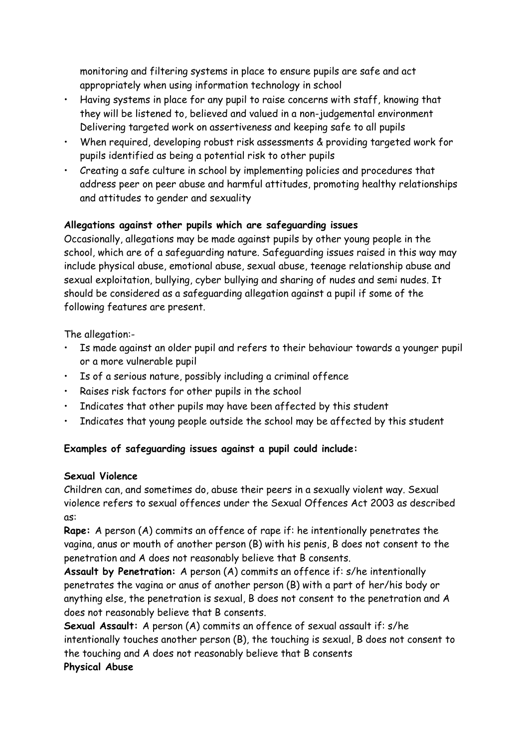monitoring and filtering systems in place to ensure pupils are safe and act appropriately when using information technology in school

- Having systems in place for any pupil to raise concerns with staff, knowing that they will be listened to, believed and valued in a non-judgemental environment Delivering targeted work on assertiveness and keeping safe to all pupils
- When required, developing robust risk assessments & providing targeted work for pupils identified as being a potential risk to other pupils
- Creating a safe culture in school by implementing policies and procedures that address peer on peer abuse and harmful attitudes, promoting healthy relationships and attitudes to gender and sexuality

**Allegations against other pupils which are safeguarding issues**

Occasionally, allegations may be made against pupils by other young people in the school, which are of a safeguarding nature. Safeguarding issues raised in this way may include physical abuse, emotional abuse, sexual abuse, teenage relationship abuse and sexual exploitation, bullying, cyber bullying and sharing of nudes and semi nudes. It should be considered as a safeguarding allegation against a pupil if some of the following features are present.

The allegation:-

- Is made against an older pupil and refers to their behaviour towards a younger pupil or a more vulnerable pupil
- Is of a serious nature, possibly including a criminal offence
- Raises risk factors for other pupils in the school
- Indicates that other pupils may have been affected by this student
- Indicates that young people outside the school may be affected by this student

**Examples of safeguarding issues against a pupil could include:**

**Sexual Violence**

Children can, and sometimes do, abuse their peers in a sexually violent way. Sexual violence refers to sexual offences under the Sexual Offences Act 2003 as described as:

**Rape:** A person (A) commits an offence of rape if: he intentionally penetrates the vagina, anus or mouth of another person (B) with his penis, B does not consent to the penetration and A does not reasonably believe that B consents.

**Assault by Penetration:** A person (A) commits an offence if: s/he intentionally penetrates the vagina or anus of another person (B) with a part of her/his body or anything else, the penetration is sexual, B does not consent to the penetration and A does not reasonably believe that B consents.

**Sexual Assault:** A person (A) commits an offence of sexual assault if: s/he intentionally touches another person (B), the touching is sexual, B does not consent to the touching and A does not reasonably believe that B consents

**Physical Abuse**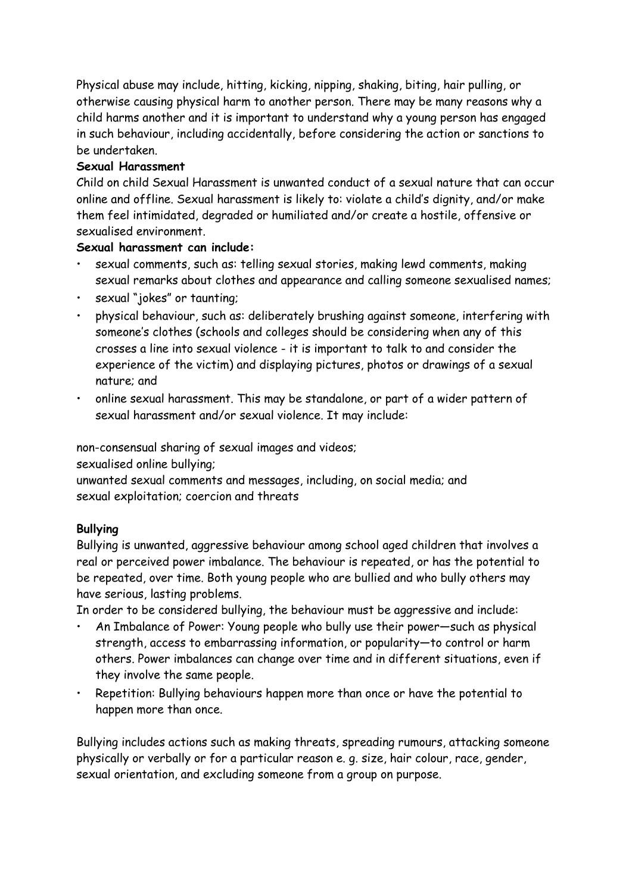Physical abuse may include, hitting, kicking, nipping, shaking, biting, hair pulling, or otherwise causing physical harm to another person. There may be many reasons why a child harms another and it is important to understand why a young person has engaged in such behaviour, including accidentally, before considering the action or sanctions to be undertaken.

**Sexual Harassment**

Child on child Sexual Harassment is unwanted conduct of a sexual nature that can occur online and offline. Sexual harassment is likely to: violate a child's dignity, and/or make them feel intimidated, degraded or humiliated and/or create a hostile, offensive or sexualised environment.

**Sexual harassment can include:**

- sexual comments, such as: telling sexual stories, making lewd comments, making sexual remarks about clothes and appearance and calling someone sexualised names;
- sexual "jokes" or taunting;
- physical behaviour, such as: deliberately brushing against someone, interfering with someone's clothes (schools and colleges should be considering when any of this crosses a line into sexual violence - it is important to talk to and consider the experience of the victim) and displaying pictures, photos or drawings of a sexual nature; and
- online sexual harassment. This may be standalone, or part of a wider pattern of sexual harassment and/or sexual violence. It may include:

non-consensual sharing of sexual images and videos;
sexualised online bullying;
unwanted sexual comments and messages, including, on social media; and
sexual exploitation; coercion and threats

**Bullying**

Bullying is unwanted, aggressive behaviour among school aged children that involves a real or perceived power imbalance. The behaviour is repeated, or has the potential to be repeated, over time. Both young people who are bullied and who bully others may have serious, lasting problems.

In order to be considered bullying, the behaviour must be aggressive and include:

- An Imbalance of Power: Young people who bully use their power—such as physical strength, access to embarrassing information, or popularity—to control or harm others. Power imbalances can change over time and in different situations, even if they involve the same people.
- Repetition: Bullying behaviours happen more than once or have the potential to happen more than once.

Bullying includes actions such as making threats, spreading rumours, attacking someone physically or verbally or for a particular reason e. g. size, hair colour, race, gender, sexual orientation, and excluding someone from a group on purpose.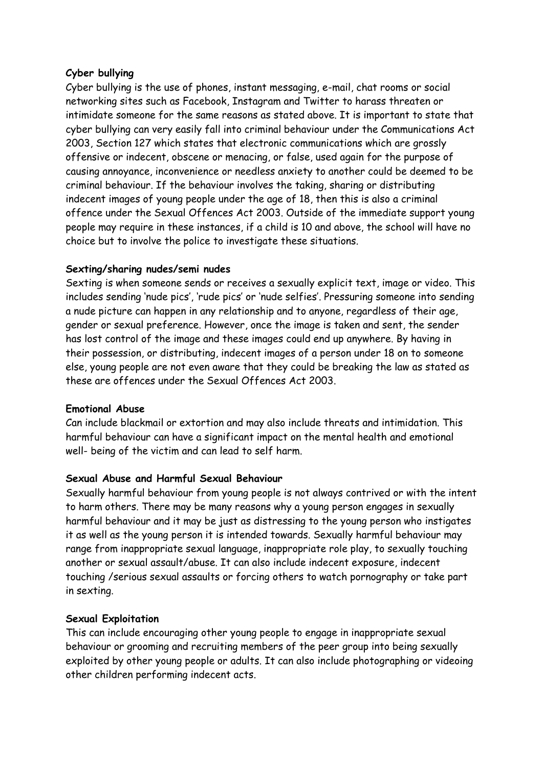**Cyber bullying**

Cyber bullying is the use of phones, instant messaging, e-mail, chat rooms or social networking sites such as Facebook, Instagram and Twitter to harass threaten or intimidate someone for the same reasons as stated above. It is important to state that cyber bullying can very easily fall into criminal behaviour under the Communications Act 2003, Section 127 which states that electronic communications which are grossly offensive or indecent, obscene or menacing, or false, used again for the purpose of causing annoyance, inconvenience or needless anxiety to another could be deemed to be criminal behaviour. If the behaviour involves the taking, sharing or distributing indecent images of young people under the age of 18, then this is also a criminal offence under the Sexual Offences Act 2003. Outside of the immediate support young people may require in these instances, if a child is 10 and above, the school will have no choice but to involve the police to investigate these situations.

**Sexting/sharing nudes/semi nudes**

Sexting is when someone sends or receives a sexually explicit text, image or video. This includes sending 'nude pics', 'rude pics' or 'nude selfies'. Pressuring someone into sending a nude picture can happen in any relationship and to anyone, regardless of their age, gender or sexual preference. However, once the image is taken and sent, the sender has lost control of the image and these images could end up anywhere. By having in their possession, or distributing, indecent images of a person under 18 on to someone else, young people are not even aware that they could be breaking the law as stated as these are offences under the Sexual Offences Act 2003.

**Emotional Abuse**

Can include blackmail or extortion and may also include threats and intimidation. This harmful behaviour can have a significant impact on the mental health and emotional well- being of the victim and can lead to self harm.

**Sexual Abuse and Harmful Sexual Behaviour**

Sexually harmful behaviour from young people is not always contrived or with the intent to harm others. There may be many reasons why a young person engages in sexually harmful behaviour and it may be just as distressing to the young person who instigates it as well as the young person it is intended towards. Sexually harmful behaviour may range from inappropriate sexual language, inappropriate role play, to sexually touching another or sexual assault/abuse. It can also include indecent exposure, indecent touching /serious sexual assaults or forcing others to watch pornography or take part in sexting.

**Sexual Exploitation**

This can include encouraging other young people to engage in inappropriate sexual behaviour or grooming and recruiting members of the peer group into being sexually exploited by other young people or adults. It can also include photographing or videoing other children performing indecent acts.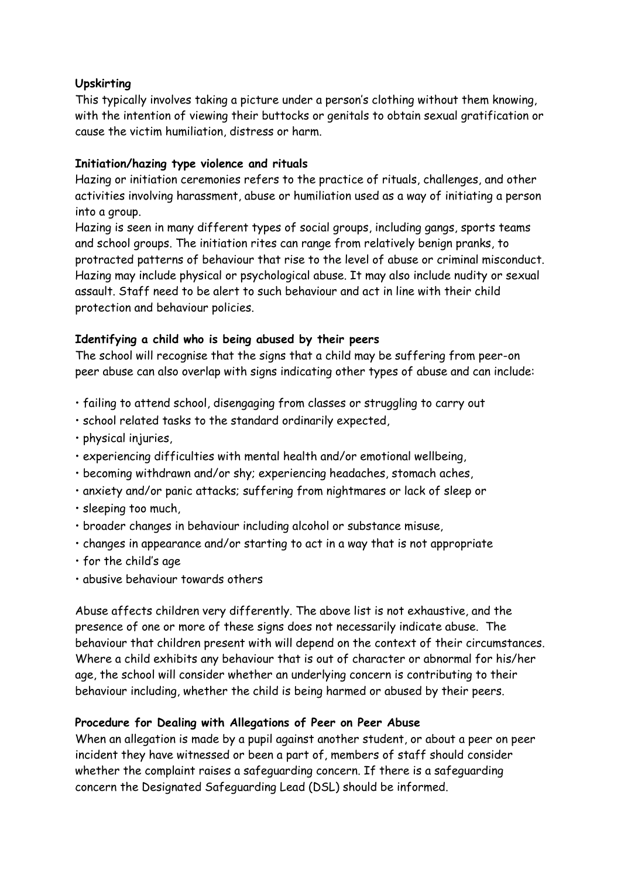**Upskirting**

This typically involves taking a picture under a person's clothing without them knowing, with the intention of viewing their buttocks or genitals to obtain sexual gratification or cause the victim humiliation, distress or harm.

**Initiation/hazing type violence and rituals**

Hazing or initiation ceremonies refers to the practice of rituals, challenges, and other activities involving harassment, abuse or humiliation used as a way of initiating a person into a group.

Hazing is seen in many different types of social groups, including gangs, sports teams and school groups. The initiation rites can range from relatively benign pranks, to protracted patterns of behaviour that rise to the level of abuse or criminal misconduct. Hazing may include physical or psychological abuse. It may also include nudity or sexual assault. Staff need to be alert to such behaviour and act in line with their child protection and behaviour policies.

**Identifying a child who is being abused by their peers**

The school will recognise that the signs that a child may be suffering from peer-on peer abuse can also overlap with signs indicating other types of abuse and can include:

- failing to attend school, disengaging from classes or struggling to carry out
- school related tasks to the standard ordinarily expected,
- physical injuries,
- experiencing difficulties with mental health and/or emotional wellbeing,
- becoming withdrawn and/or shy; experiencing headaches, stomach aches,
- anxiety and/or panic attacks; suffering from nightmares or lack of sleep or
- sleeping too much,
- broader changes in behaviour including alcohol or substance misuse,
- changes in appearance and/or starting to act in a way that is not appropriate
- for the child's age
- abusive behaviour towards others

Abuse affects children very differently. The above list is not exhaustive, and the presence of one or more of these signs does not necessarily indicate abuse. The behaviour that children present with will depend on the context of their circumstances. Where a child exhibits any behaviour that is out of character or abnormal for his/her age, the school will consider whether an underlying concern is contributing to their behaviour including, whether the child is being harmed or abused by their peers.

**Procedure for Dealing with Allegations of Peer on Peer Abuse**

When an allegation is made by a pupil against another student, or about a peer on peer incident they have witnessed or been a part of, members of staff should consider whether the complaint raises a safeguarding concern. If there is a safeguarding concern the Designated Safeguarding Lead (DSL) should be informed.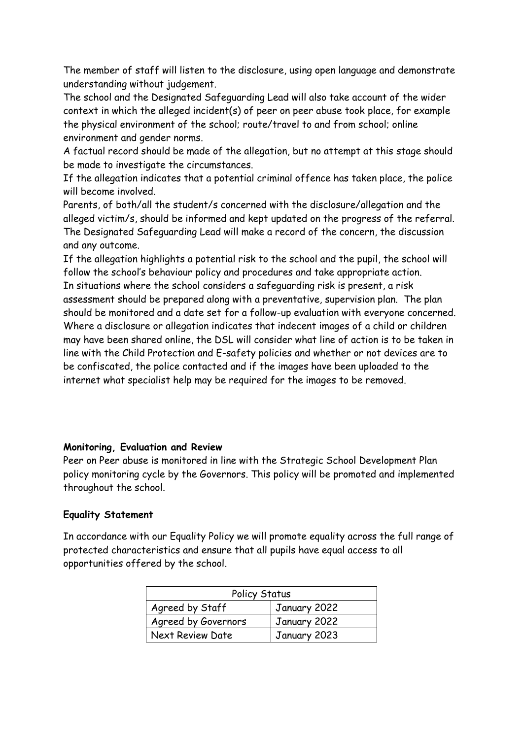The member of staff will listen to the disclosure, using open language and demonstrate understanding without judgement.

The school and the Designated Safeguarding Lead will also take account of the wider context in which the alleged incident(s) of peer on peer abuse took place, for example the physical environment of the school; route/travel to and from school; online environment and gender norms.

A factual record should be made of the allegation, but no attempt at this stage should be made to investigate the circumstances.

If the allegation indicates that a potential criminal offence has taken place, the police will become involved.

Parents, of both/all the student/s concerned with the disclosure/allegation and the alleged victim/s, should be informed and kept updated on the progress of the referral.

The Designated Safeguarding Lead will make a record of the concern, the discussion and any outcome.

If the allegation highlights a potential risk to the school and the pupil, the school will follow the school's behaviour policy and procedures and take appropriate action.

In situations where the school considers a safeguarding risk is present, a risk assessment should be prepared along with a preventative, supervision plan. The plan should be monitored and a date set for a follow-up evaluation with everyone concerned.

Where a disclosure or allegation indicates that indecent images of a child or children may have been shared online, the DSL will consider what line of action is to be taken in line with the Child Protection and E-safety policies and whether or not devices are to be confiscated, the police contacted and if the images have been uploaded to the internet what specialist help may be required for the images to be removed.

**Monitoring, Evaluation and Review**

Peer on Peer abuse is monitored in line with the Strategic School Development Plan policy monitoring cycle by the Governors. This policy will be promoted and implemented throughout the school.

**Equality Statement**

In accordance with our Equality Policy we will promote equality across the full range of protected characteristics and ensure that all pupils have equal access to all opportunities offered by the school.

| Policy Status | |
| --- | --- |
| Agreed by Staff | January 2022 |
| Agreed by Governors | January 2022 |
| Next Review Date | January 2023 |